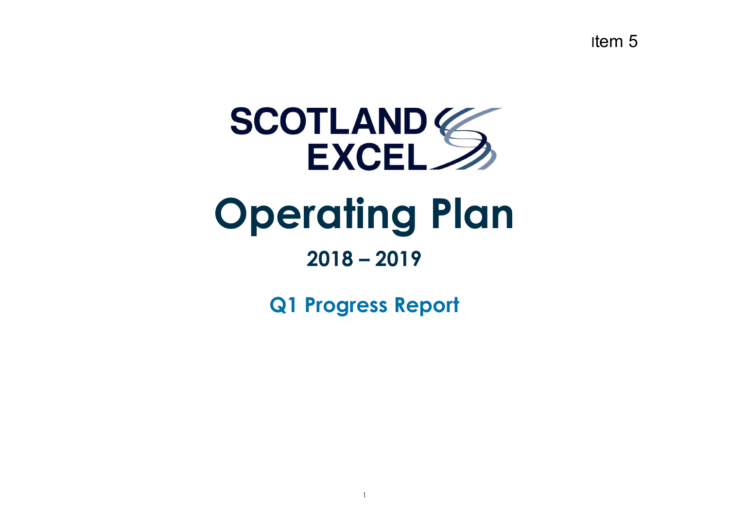Item 5

SCOTLAND EXCEL

# Operating Plan

## 2018 – 2019

## Q1 Progress Report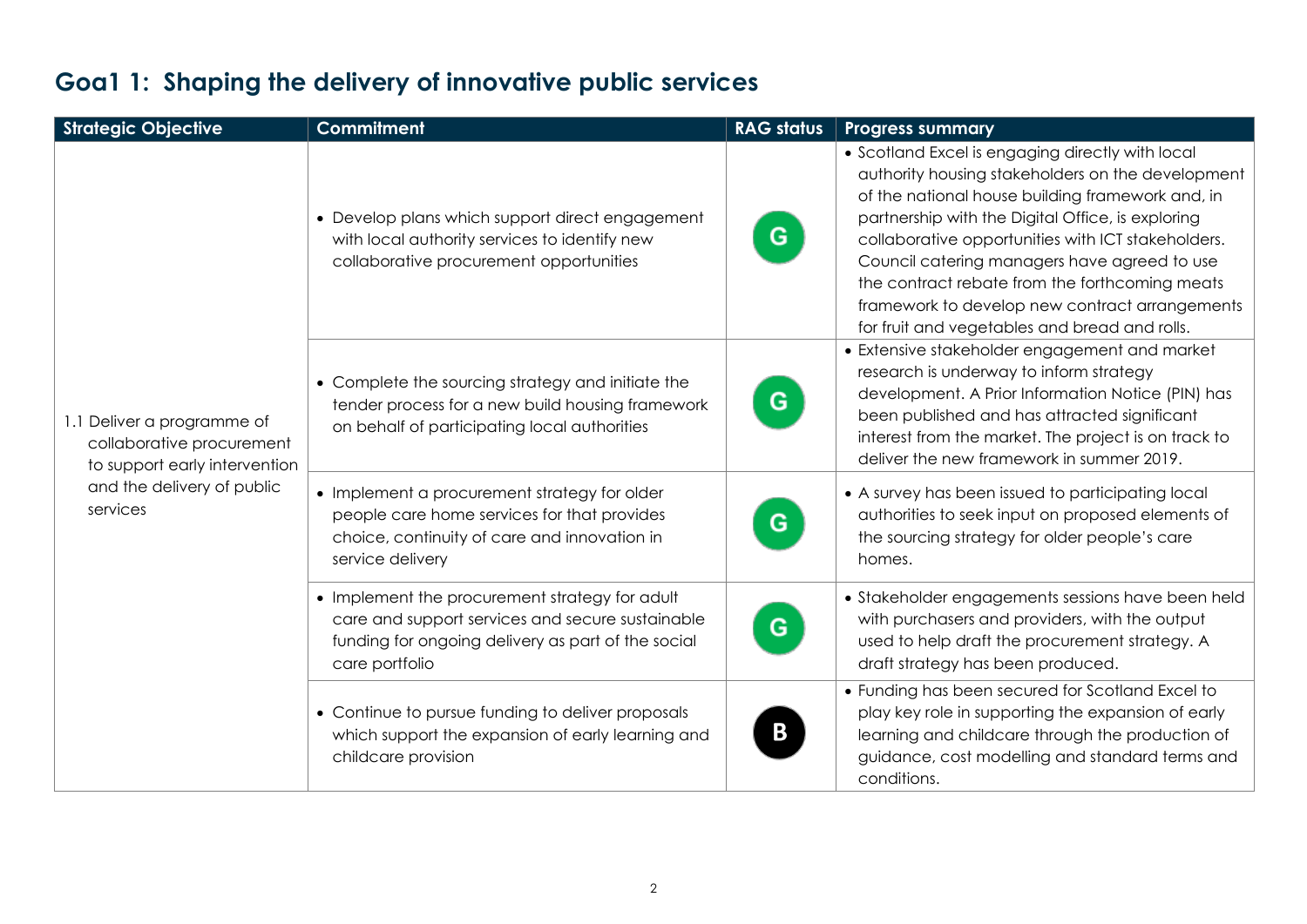## Goa1 1: Shaping the delivery of innovative public services

| Strategic Objective | Commitment | RAG status | Progress summary |
|---|---|---|---|
| 1.1 Deliver a programme of collaborative procurement to support early intervention and the delivery of public services | • Develop plans which support direct engagement with local authority services to identify new collaborative procurement opportunities | G | • Scotland Excel is engaging directly with local authority housing stakeholders on the development of the national house building framework and, in partnership with the Digital Office, is exploring collaborative opportunities with ICT stakeholders. Council catering managers have agreed to use the contract rebate from the forthcoming meats framework to develop new contract arrangements for fruit and vegetables and bread and rolls. |
| | • Complete the sourcing strategy and initiate the tender process for a new build housing framework on behalf of participating local authorities | G | • Extensive stakeholder engagement and market research is underway to inform strategy development. A Prior Information Notice (PIN) has been published and has attracted significant interest from the market. The project is on track to deliver the new framework in summer 2019. |
| | • Implement a procurement strategy for older people care home services for that provides choice, continuity of care and innovation in service delivery | G | • A survey has been issued to participating local authorities to seek input on proposed elements of the sourcing strategy for older people's care homes. |
| | • Implement the procurement strategy for adult care and support services and secure sustainable funding for ongoing delivery as part of the social care portfolio | G | • Stakeholder engagements sessions have been held with purchasers and providers, with the output used to help draft the procurement strategy. A draft strategy has been produced. |
| | • Continue to pursue funding to deliver proposals which support the expansion of early learning and childcare provision | B | • Funding has been secured for Scotland Excel to play key role in supporting the expansion of early learning and childcare through the production of guidance, cost modelling and standard terms and conditions. |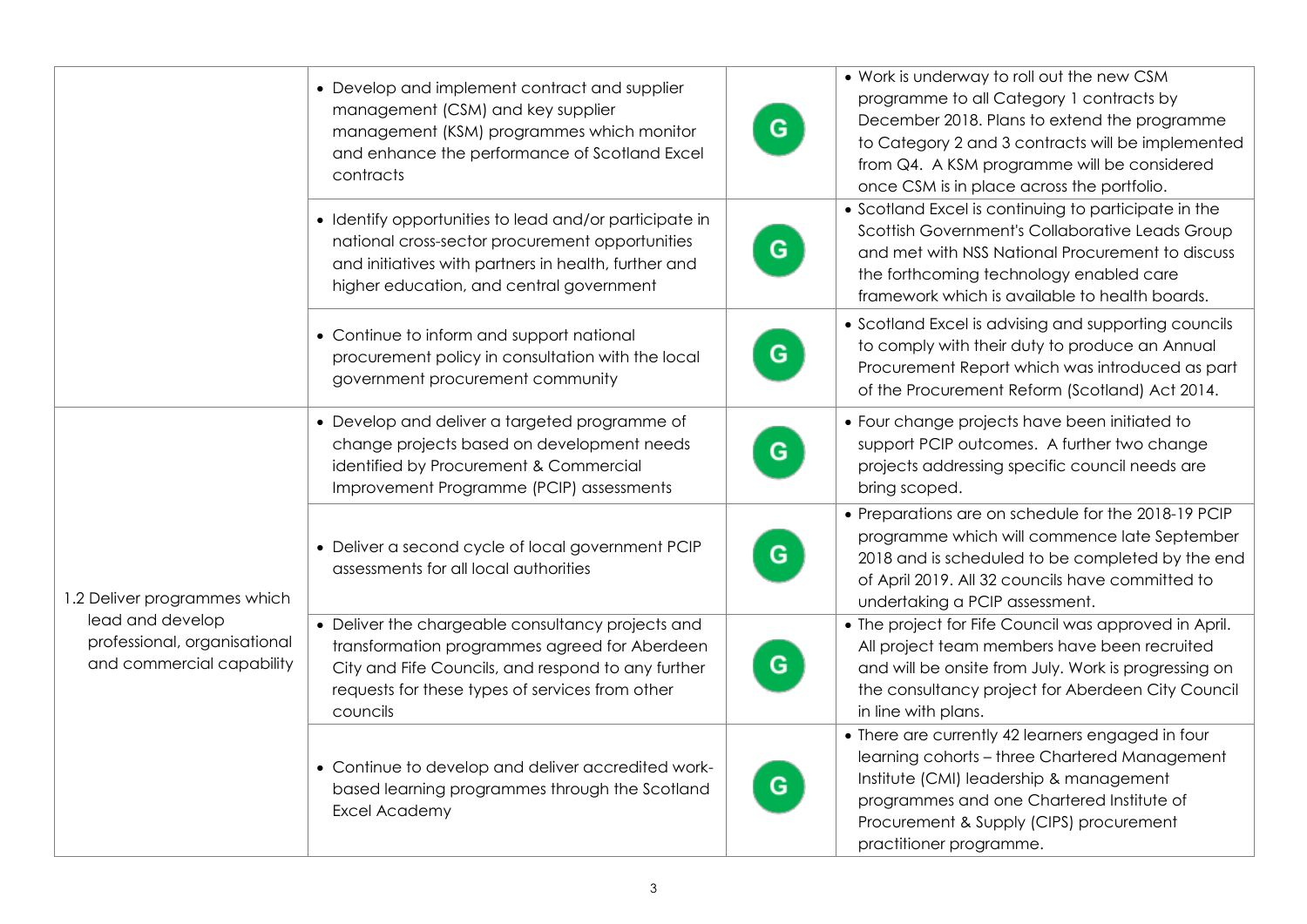| | | | |
|---|---|---|---|
| | • Develop and implement contract and supplier management (CSM) and key supplier management (KSM) programmes which monitor and enhance the performance of Scotland Excel contracts | G | • Work is underway to roll out the new CSM programme to all Category 1 contracts by December 2018. Plans to extend the programme to Category 2 and 3 contracts will be implemented from Q4. A KSM programme will be considered once CSM is in place across the portfolio. |
| | • Identify opportunities to lead and/or participate in national cross-sector procurement opportunities and initiatives with partners in health, further and higher education, and central government | G | • Scotland Excel is continuing to participate in the Scottish Government's Collaborative Leads Group and met with NSS National Procurement to discuss the forthcoming technology enabled care framework which is available to health boards. |
| | • Continue to inform and support national procurement policy in consultation with the local government procurement community | G | • Scotland Excel is advising and supporting councils to comply with their duty to produce an Annual Procurement Report which was introduced as part of the Procurement Reform (Scotland) Act 2014. |
| 1.2 Deliver programmes which lead and develop professional, organisational and commercial capability | • Develop and deliver a targeted programme of change projects based on development needs identified by Procurement & Commercial Improvement Programme (PCIP) assessments | G | • Four change projects have been initiated to support PCIP outcomes. A further two change projects addressing specific council needs are bring scoped. |
| | • Deliver a second cycle of local government PCIP assessments for all local authorities | G | • Preparations are on schedule for the 2018-19 PCIP programme which will commence late September 2018 and is scheduled to be completed by the end of April 2019. All 32 councils have committed to undertaking a PCIP assessment. |
| | • Deliver the chargeable consultancy projects and transformation programmes agreed for Aberdeen City and Fife Councils, and respond to any further requests for these types of services from other councils | G | • The project for Fife Council was approved in April. All project team members have been recruited and will be onsite from July. Work is progressing on the consultancy project for Aberdeen City Council in line with plans. |
| | • Continue to develop and deliver accredited work-based learning programmes through the Scotland Excel Academy | G | • There are currently 42 learners engaged in four learning cohorts – three Chartered Management Institute (CMI) leadership & management programmes and one Chartered Institute of Procurement & Supply (CIPS) procurement practitioner programme. |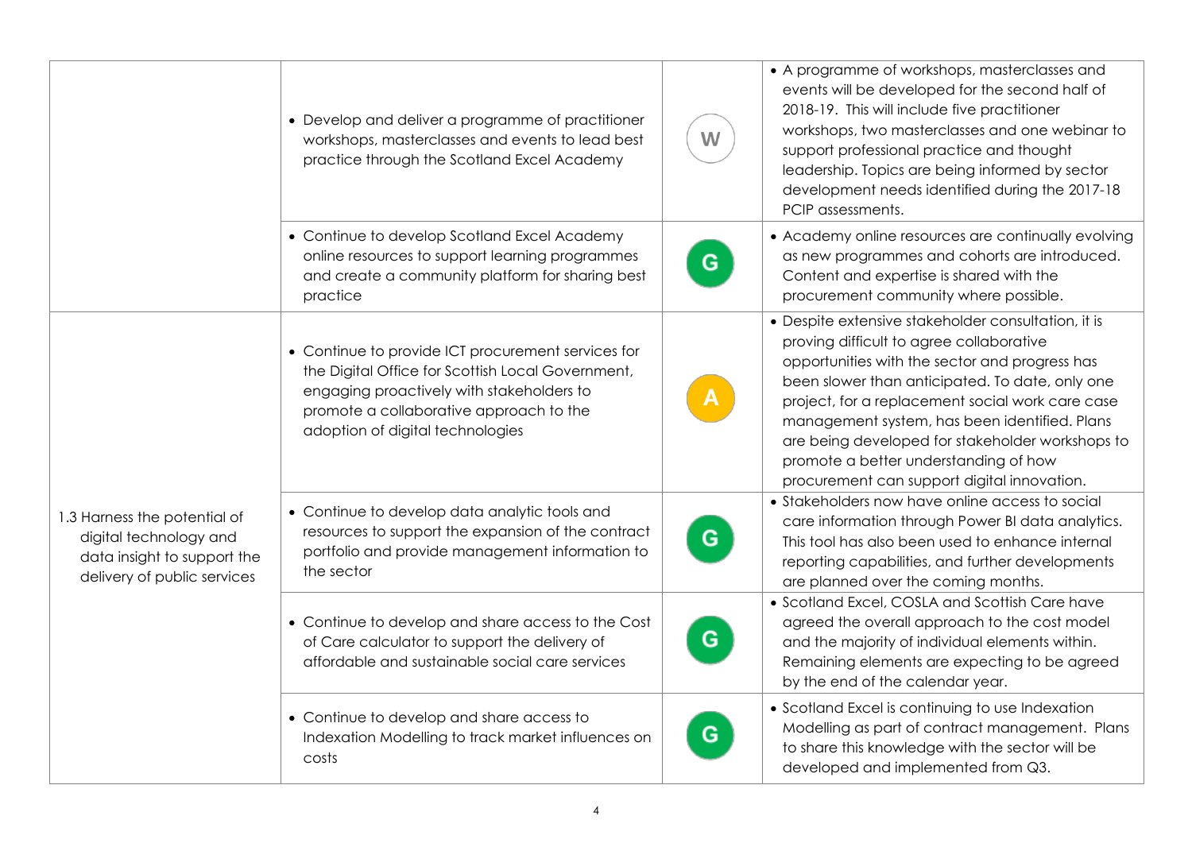| | | | |
|---|---|---|---|
| | • Develop and deliver a programme of practitioner workshops, masterclasses and events to lead best practice through the Scotland Excel Academy | W | • A programme of workshops, masterclasses and events will be developed for the second half of 2018-19. This will include five practitioner workshops, two masterclasses and one webinar to support professional practice and thought leadership. Topics are being informed by sector development needs identified during the 2017-18 PCIP assessments. |
| | • Continue to develop Scotland Excel Academy online resources to support learning programmes and create a community platform for sharing best practice | G | • Academy online resources are continually evolving as new programmes and cohorts are introduced. Content and expertise is shared with the procurement community where possible. |
| 1.3 Harness the potential of digital technology and data insight to support the delivery of public services | • Continue to provide ICT procurement services for the Digital Office for Scottish Local Government, engaging proactively with stakeholders to promote a collaborative approach to the adoption of digital technologies | A | • Despite extensive stakeholder consultation, it is proving difficult to agree collaborative opportunities with the sector and progress has been slower than anticipated. To date, only one project, for a replacement social work care case management system, has been identified. Plans are being developed for stakeholder workshops to promote a better understanding of how procurement can support digital innovation. |
| | • Continue to develop data analytic tools and resources to support the expansion of the contract portfolio and provide management information to the sector | G | • Stakeholders now have online access to social care information through Power BI data analytics. This tool has also been used to enhance internal reporting capabilities, and further developments are planned over the coming months. |
| | • Continue to develop and share access to the Cost of Care calculator to support the delivery of affordable and sustainable social care services | G | • Scotland Excel, COSLA and Scottish Care have agreed the overall approach to the cost model and the majority of individual elements within. Remaining elements are expecting to be agreed by the end of the calendar year. |
| | • Continue to develop and share access to Indexation Modelling to track market influences on costs | G | • Scotland Excel is continuing to use Indexation Modelling as part of contract management. Plans to share this knowledge with the sector will be developed and implemented from Q3. |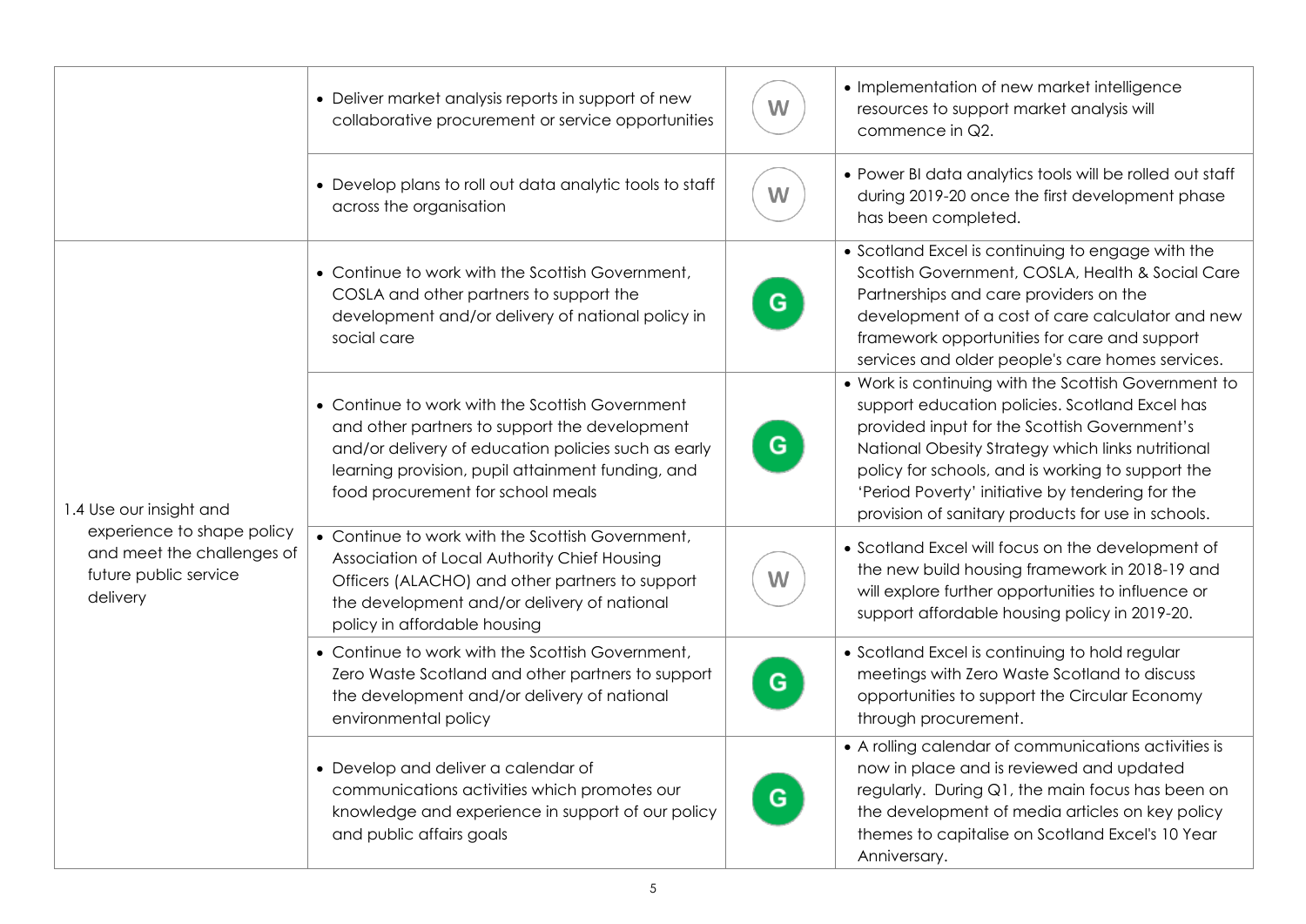| | | | |
|---|---|---|---|
| | • Deliver market analysis reports in support of new collaborative procurement or service opportunities | W | • Implementation of new market intelligence resources to support market analysis will commence in Q2. |
| | • Develop plans to roll out data analytic tools to staff across the organisation | W | • Power BI data analytics tools will be rolled out staff during 2019-20 once the first development phase has been completed. |
| 1.4 Use our insight and experience to shape policy and meet the challenges of future public service delivery | • Continue to work with the Scottish Government, COSLA and other partners to support the development and/or delivery of national policy in social care | G | • Scotland Excel is continuing to engage with the Scottish Government, COSLA, Health & Social Care Partnerships and care providers on the development of a cost of care calculator and new framework opportunities for care and support services and older people's care homes services. |
| | • Continue to work with the Scottish Government and other partners to support the development and/or delivery of education policies such as early learning provision, pupil attainment funding, and food procurement for school meals | G | • Work is continuing with the Scottish Government to support education policies. Scotland Excel has provided input for the Scottish Government's National Obesity Strategy which links nutritional policy for schools, and is working to support the 'Period Poverty' initiative by tendering for the provision of sanitary products for use in schools. |
| | • Continue to work with the Scottish Government, Association of Local Authority Chief Housing Officers (ALACHO) and other partners to support the development and/or delivery of national policy in affordable housing | W | • Scotland Excel will focus on the development of the new build housing framework in 2018-19 and will explore further opportunities to influence or support affordable housing policy in 2019-20. |
| | • Continue to work with the Scottish Government, Zero Waste Scotland and other partners to support the development and/or delivery of national environmental policy | G | • Scotland Excel is continuing to hold regular meetings with Zero Waste Scotland to discuss opportunities to support the Circular Economy through procurement. |
| | • Develop and deliver a calendar of communications activities which promotes our knowledge and experience in support of our policy and public affairs goals | G | • A rolling calendar of communications activities is now in place and is reviewed and updated regularly. During Q1, the main focus has been on the development of media articles on key policy themes to capitalise on Scotland Excel's 10 Year Anniversary. |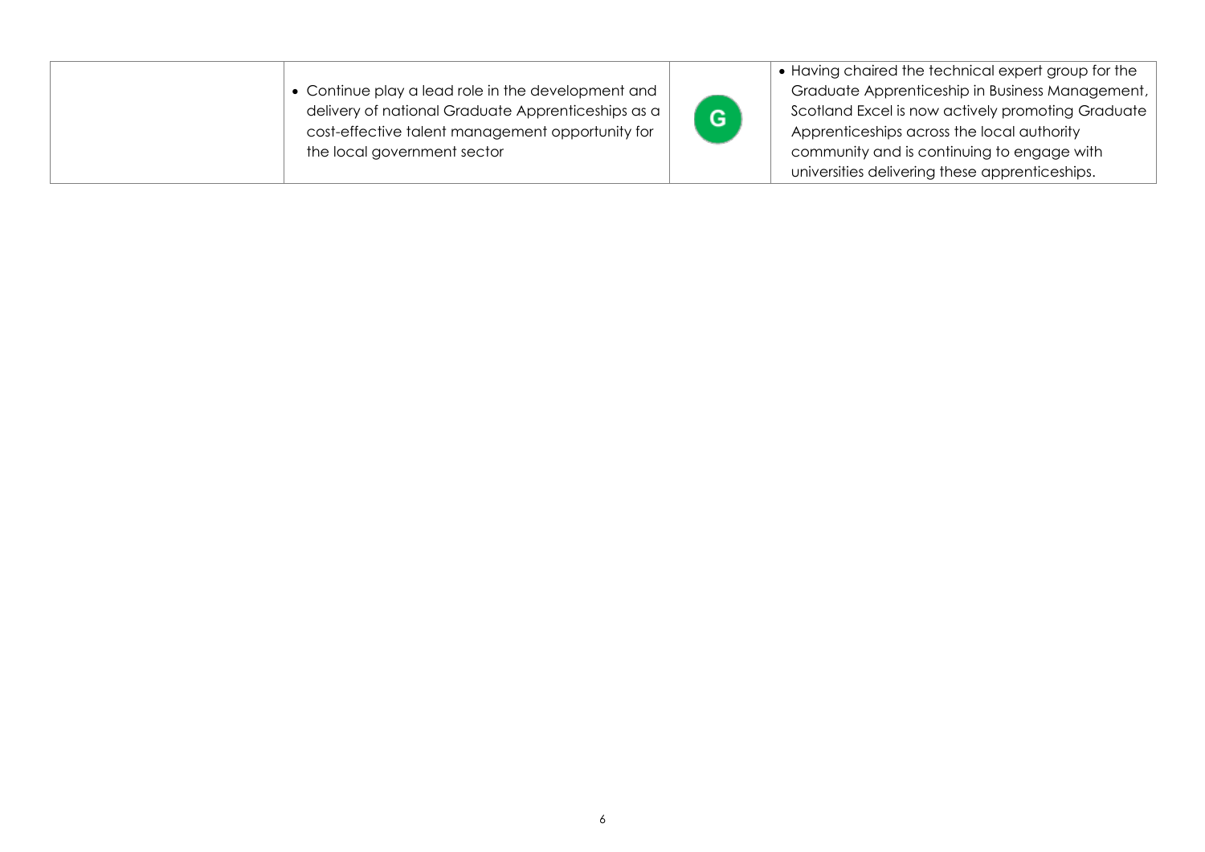| | | | |
|---|---|---|---|
| | • Continue play a lead role in the development and delivery of national Graduate Apprenticeships as a cost-effective talent management opportunity for the local government sector | G | • Having chaired the technical expert group for the Graduate Apprenticeship in Business Management, Scotland Excel is now actively promoting Graduate Apprenticeships across the local authority community and is continuing to engage with universities delivering these apprenticeships. |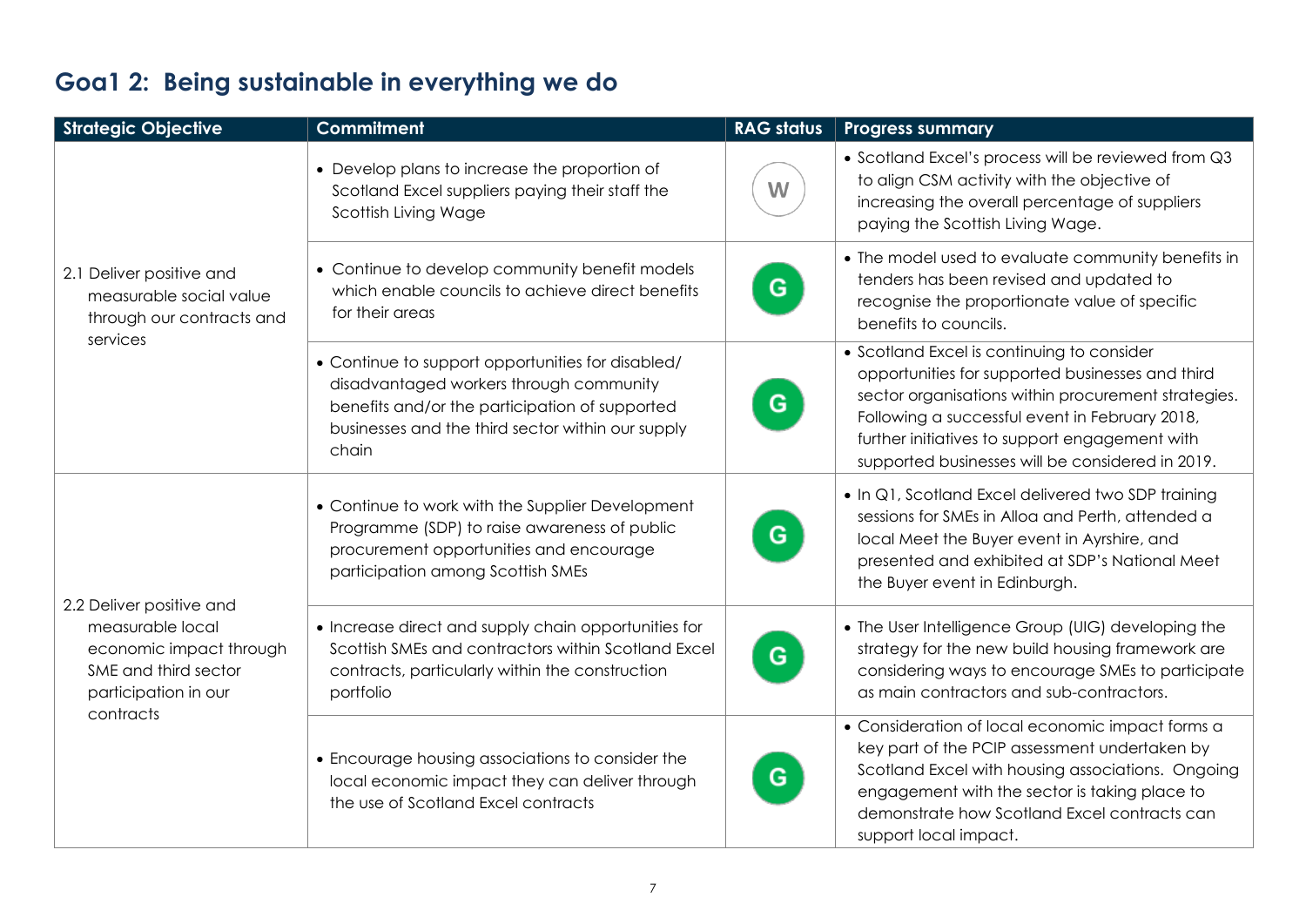## Goa1 2: Being sustainable in everything we do

| Strategic Objective | Commitment | RAG status | Progress summary |
|---|---|---|---|
| 2.1 Deliver positive and measurable social value through our contracts and services | • Develop plans to increase the proportion of Scotland Excel suppliers paying their staff the Scottish Living Wage | W | • Scotland Excel's process will be reviewed from Q3 to align CSM activity with the objective of increasing the overall percentage of suppliers paying the Scottish Living Wage. |
| | • Continue to develop community benefit models which enable councils to achieve direct benefits for their areas | G | • The model used to evaluate community benefits in tenders has been revised and updated to recognise the proportionate value of specific benefits to councils. |
| | • Continue to support opportunities for disabled/ disadvantaged workers through community benefits and/or the participation of supported businesses and the third sector within our supply chain | G | • Scotland Excel is continuing to consider opportunities for supported businesses and third sector organisations within procurement strategies. Following a successful event in February 2018, further initiatives to support engagement with supported businesses will be considered in 2019. |
| 2.2 Deliver positive and measurable local economic impact through SME and third sector participation in our contracts | • Continue to work with the Supplier Development Programme (SDP) to raise awareness of public procurement opportunities and encourage participation among Scottish SMEs | G | • In Q1, Scotland Excel delivered two SDP training sessions for SMEs in Alloa and Perth, attended a local Meet the Buyer event in Ayrshire, and presented and exhibited at SDP's National Meet the Buyer event in Edinburgh. |
| | • Increase direct and supply chain opportunities for Scottish SMEs and contractors within Scotland Excel contracts, particularly within the construction portfolio | G | • The User Intelligence Group (UIG) developing the strategy for the new build housing framework are considering ways to encourage SMEs to participate as main contractors and sub-contractors. |
| | • Encourage housing associations to consider the local economic impact they can deliver through the use of Scotland Excel contracts | G | • Consideration of local economic impact forms a key part of the PCIP assessment undertaken by Scotland Excel with housing associations. Ongoing engagement with the sector is taking place to demonstrate how Scotland Excel contracts can support local impact. |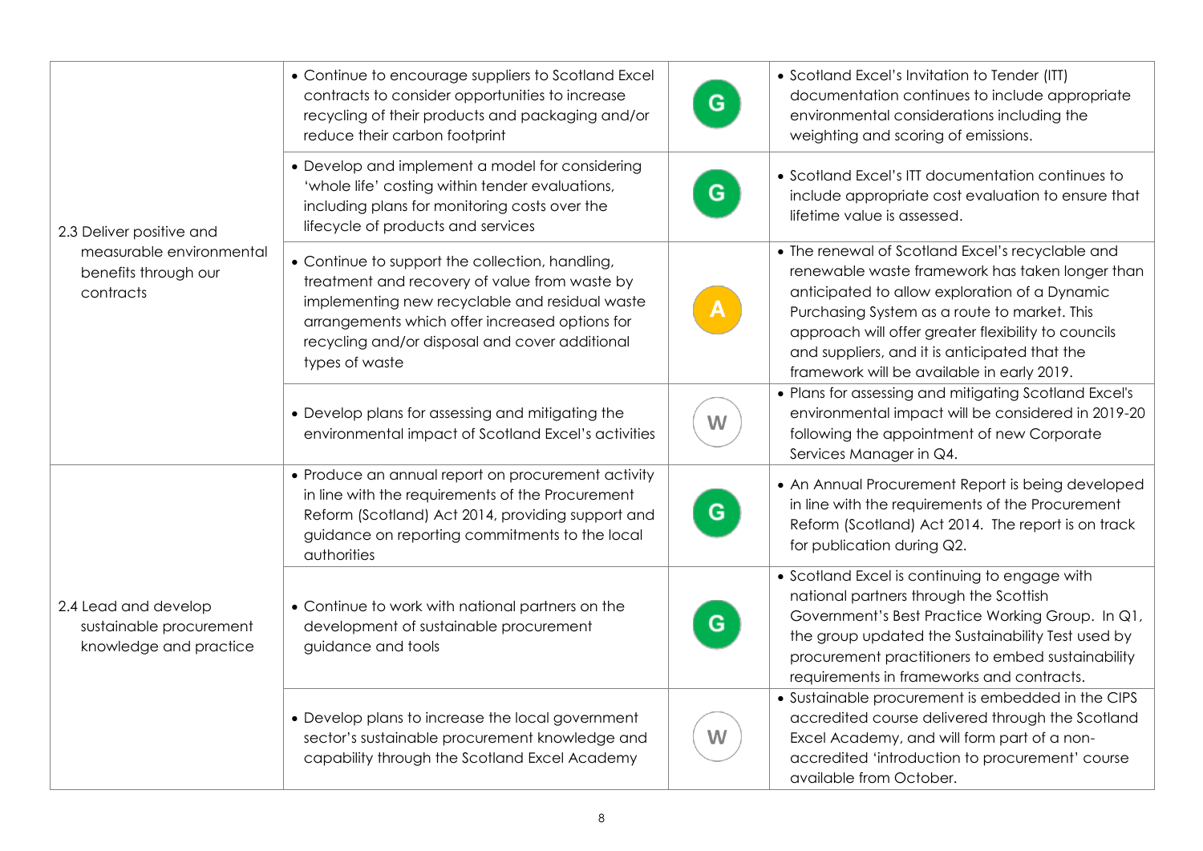| | | | |
|---|---|---|---|
| 2.3 Deliver positive and measurable environmental benefits through our contracts | • Continue to encourage suppliers to Scotland Excel contracts to consider opportunities to increase recycling of their products and packaging and/or reduce their carbon footprint | G | • Scotland Excel's Invitation to Tender (ITT) documentation continues to include appropriate environmental considerations including the weighting and scoring of emissions. |
| | • Develop and implement a model for considering 'whole life' costing within tender evaluations, including plans for monitoring costs over the lifecycle of products and services | G | • Scotland Excel's ITT documentation continues to include appropriate cost evaluation to ensure that lifetime value is assessed. |
| | • Continue to support the collection, handling, treatment and recovery of value from waste by implementing new recyclable and residual waste arrangements which offer increased options for recycling and/or disposal and cover additional types of waste | A | • The renewal of Scotland Excel's recyclable and renewable waste framework has taken longer than anticipated to allow exploration of a Dynamic Purchasing System as a route to market. This approach will offer greater flexibility to councils and suppliers, and it is anticipated that the framework will be available in early 2019. |
| | • Develop plans for assessing and mitigating the environmental impact of Scotland Excel's activities | W | • Plans for assessing and mitigating Scotland Excel's environmental impact will be considered in 2019-20 following the appointment of new Corporate Services Manager in Q4. |
| 2.4 Lead and develop sustainable procurement knowledge and practice | • Produce an annual report on procurement activity in line with the requirements of the Procurement Reform (Scotland) Act 2014, providing support and guidance on reporting commitments to the local authorities | G | • An Annual Procurement Report is being developed in line with the requirements of the Procurement Reform (Scotland) Act 2014. The report is on track for publication during Q2. |
| | • Continue to work with national partners on the development of sustainable procurement guidance and tools | G | • Scotland Excel is continuing to engage with national partners through the Scottish Government's Best Practice Working Group. In Q1, the group updated the Sustainability Test used by procurement practitioners to embed sustainability requirements in frameworks and contracts. |
| | • Develop plans to increase the local government sector's sustainable procurement knowledge and capability through the Scotland Excel Academy | W | • Sustainable procurement is embedded in the CIPS accredited course delivered through the Scotland Excel Academy, and will form part of a non-accredited 'introduction to procurement' course available from October. |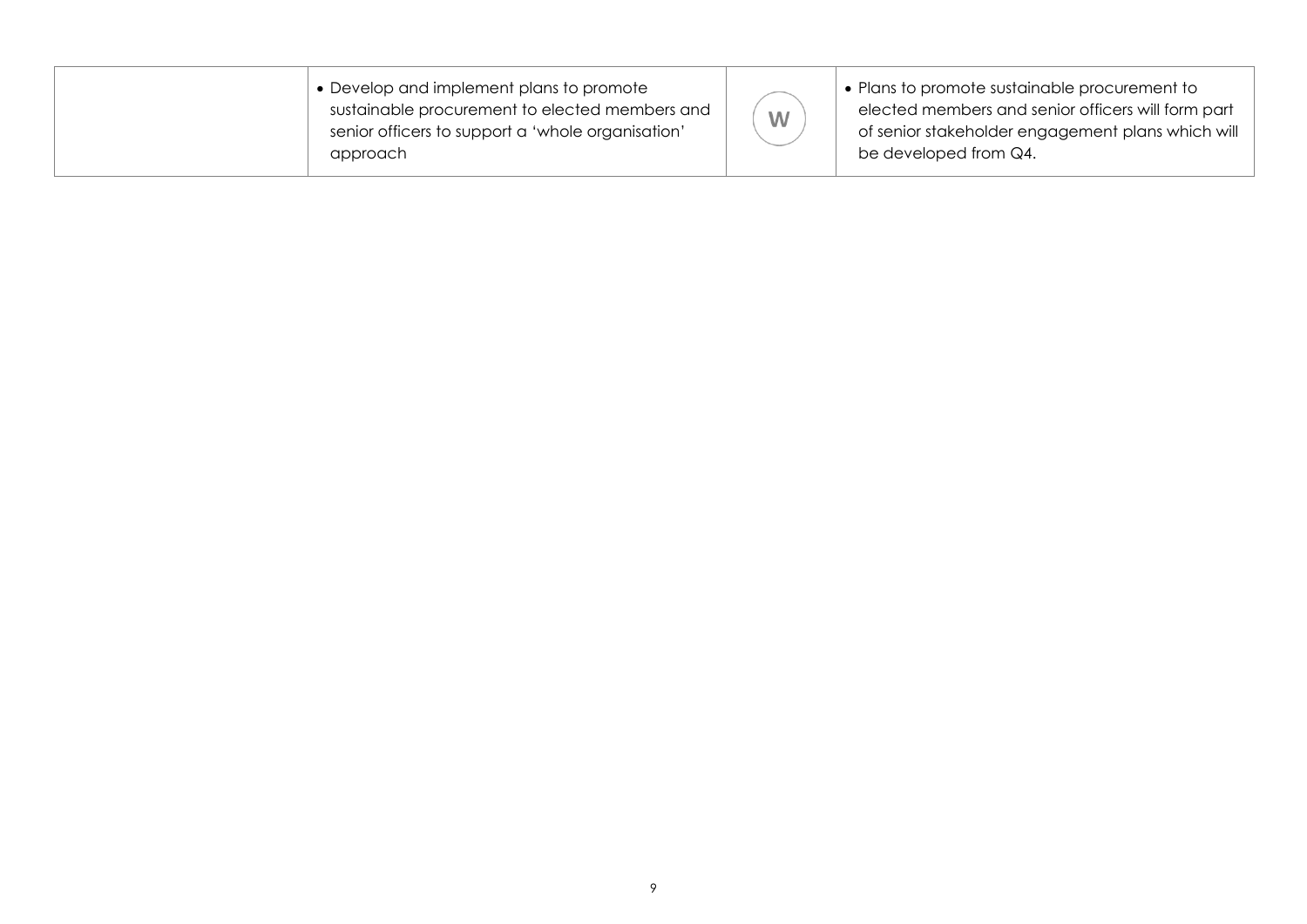| | | | |
|---|---|---|---|
| | • Develop and implement plans to promote sustainable procurement to elected members and senior officers to support a 'whole organisation' approach | W | • Plans to promote sustainable procurement to elected members and senior officers will form part of senior stakeholder engagement plans which will be developed from Q4. |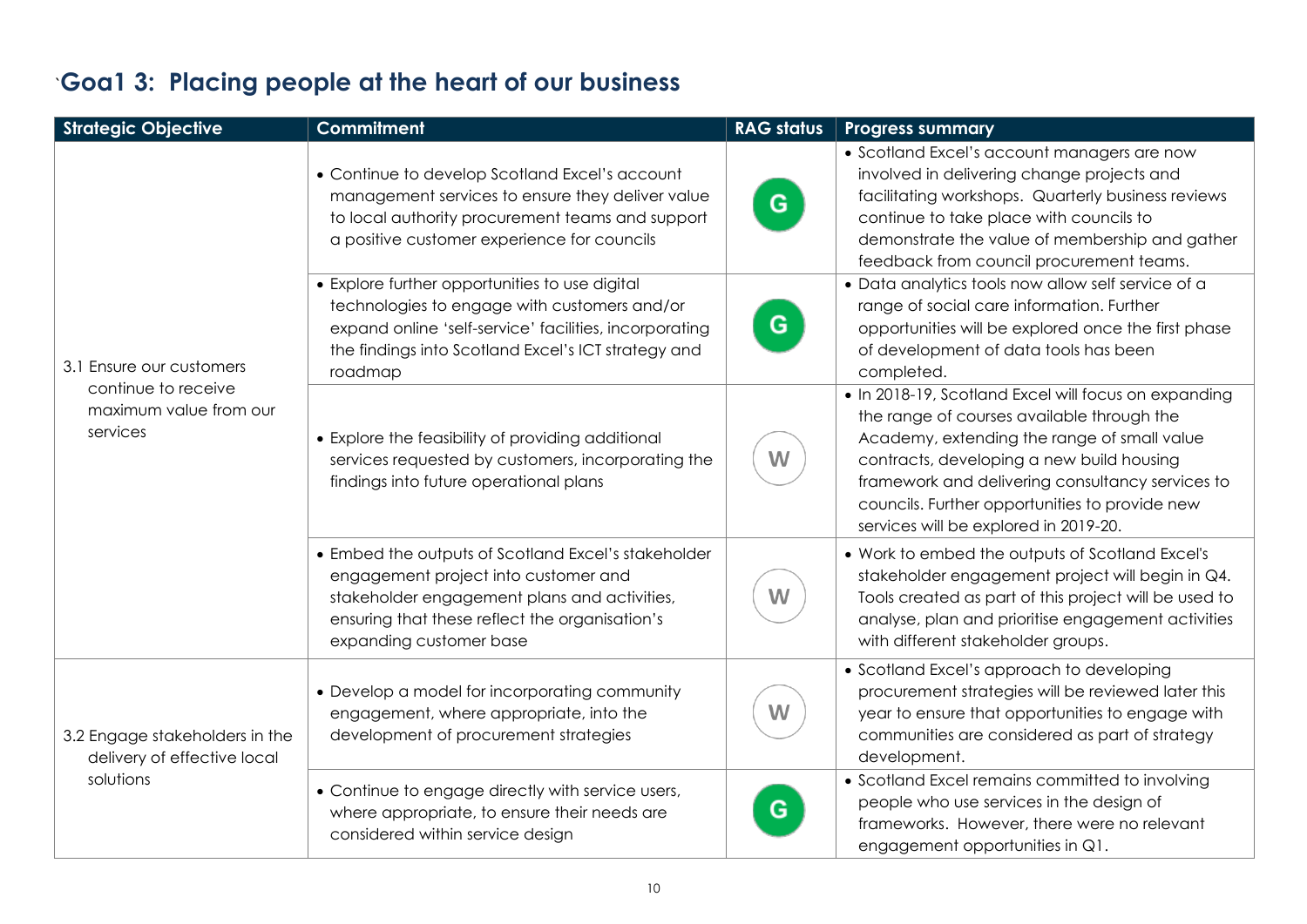## `Goa1 3: Placing people at the heart of our business

| Strategic Objective | Commitment | RAG status | Progress summary |
|---|---|---|---|
| 3.1 Ensure our customers continue to receive maximum value from our services | • Continue to develop Scotland Excel's account management services to ensure they deliver value to local authority procurement teams and support a positive customer experience for councils | G | • Scotland Excel's account managers are now involved in delivering change projects and facilitating workshops. Quarterly business reviews continue to take place with councils to demonstrate the value of membership and gather feedback from council procurement teams. |
| | • Explore further opportunities to use digital technologies to engage with customers and/or expand online 'self-service' facilities, incorporating the findings into Scotland Excel's ICT strategy and roadmap | G | • Data analytics tools now allow self service of a range of social care information. Further opportunities will be explored once the first phase of development of data tools has been completed. |
| | • Explore the feasibility of providing additional services requested by customers, incorporating the findings into future operational plans | W | • In 2018-19, Scotland Excel will focus on expanding the range of courses available through the Academy, extending the range of small value contracts, developing a new build housing framework and delivering consultancy services to councils. Further opportunities to provide new services will be explored in 2019-20. |
| | • Embed the outputs of Scotland Excel's stakeholder engagement project into customer and stakeholder engagement plans and activities, ensuring that these reflect the organisation's expanding customer base | W | • Work to embed the outputs of Scotland Excel's stakeholder engagement project will begin in Q4. Tools created as part of this project will be used to analyse, plan and prioritise engagement activities with different stakeholder groups. |
| 3.2 Engage stakeholders in the delivery of effective local solutions | • Develop a model for incorporating community engagement, where appropriate, into the development of procurement strategies | W | • Scotland Excel's approach to developing procurement strategies will be reviewed later this year to ensure that opportunities to engage with communities are considered as part of strategy development. |
| | • Continue to engage directly with service users, where appropriate, to ensure their needs are considered within service design | G | • Scotland Excel remains committed to involving people who use services in the design of frameworks. However, there were no relevant engagement opportunities in Q1. |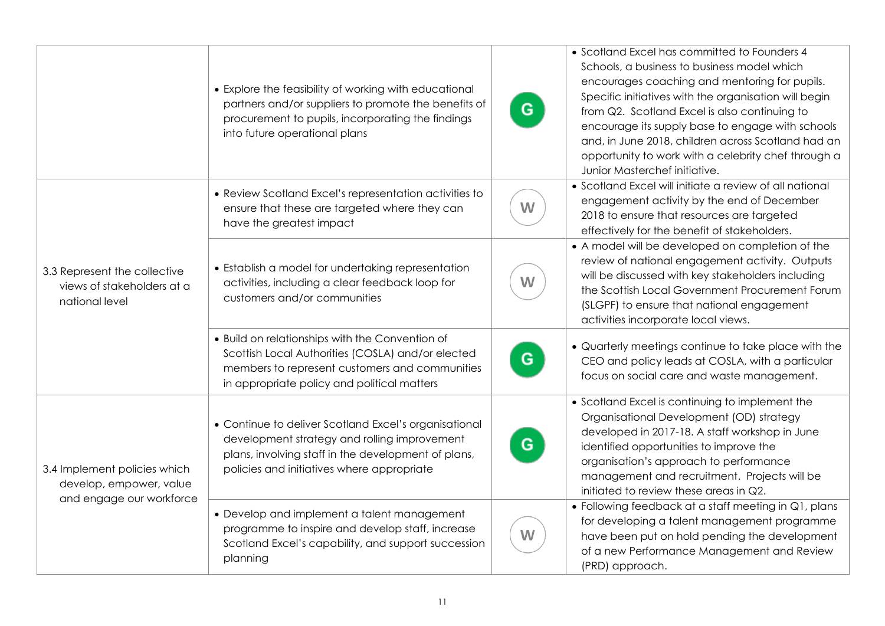| | | | |
|---|---|---|---|
| | • Explore the feasibility of working with educational partners and/or suppliers to promote the benefits of procurement to pupils, incorporating the findings into future operational plans | G | • Scotland Excel has committed to Founders 4 Schools, a business to business model which encourages coaching and mentoring for pupils. Specific initiatives with the organisation will begin from Q2. Scotland Excel is also continuing to encourage its supply base to engage with schools and, in June 2018, children across Scotland had an opportunity to work with a celebrity chef through a Junior Masterchef initiative. |
| 3.3 Represent the collective views of stakeholders at a national level | • Review Scotland Excel's representation activities to ensure that these are targeted where they can have the greatest impact | W | • Scotland Excel will initiate a review of all national engagement activity by the end of December 2018 to ensure that resources are targeted effectively for the benefit of stakeholders. |
| | • Establish a model for undertaking representation activities, including a clear feedback loop for customers and/or communities | W | • A model will be developed on completion of the review of national engagement activity. Outputs will be discussed with key stakeholders including the Scottish Local Government Procurement Forum (SLGPF) to ensure that national engagement activities incorporate local views. |
| | • Build on relationships with the Convention of Scottish Local Authorities (COSLA) and/or elected members to represent customers and communities in appropriate policy and political matters | G | • Quarterly meetings continue to take place with the CEO and policy leads at COSLA, with a particular focus on social care and waste management. |
| 3.4 Implement policies which develop, empower, value and engage our workforce | • Continue to deliver Scotland Excel's organisational development strategy and rolling improvement plans, involving staff in the development of plans, policies and initiatives where appropriate | G | • Scotland Excel is continuing to implement the Organisational Development (OD) strategy developed in 2017-18. A staff workshop in June identified opportunities to improve the organisation's approach to performance management and recruitment. Projects will be initiated to review these areas in Q2. |
| | • Develop and implement a talent management programme to inspire and develop staff, increase Scotland Excel's capability, and support succession planning | W | • Following feedback at a staff meeting in Q1, plans for developing a talent management programme have been put on hold pending the development of a new Performance Management and Review (PRD) approach. |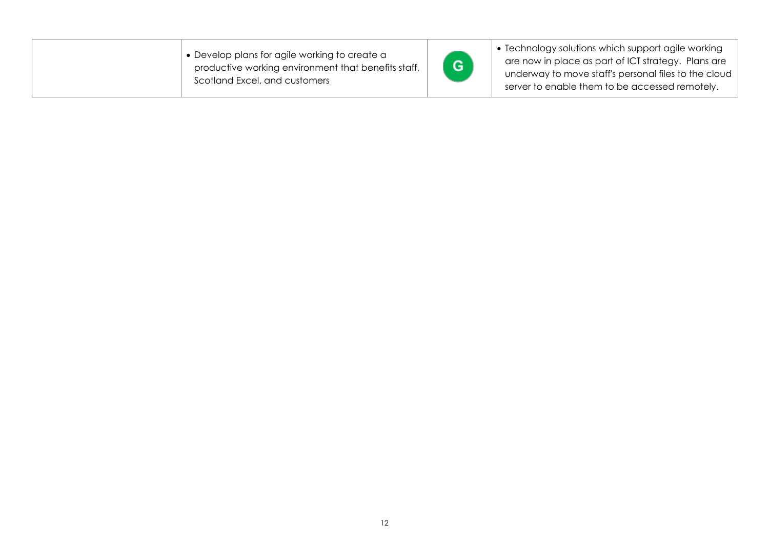|  |  |  |  |
|---|---|---|---|
|  | • Develop plans for agile working to create a productive working environment that benefits staff, Scotland Excel, and customers | G | • Technology solutions which support agile working are now in place as part of ICT strategy. Plans are underway to move staff's personal files to the cloud server to enable them to be accessed remotely. |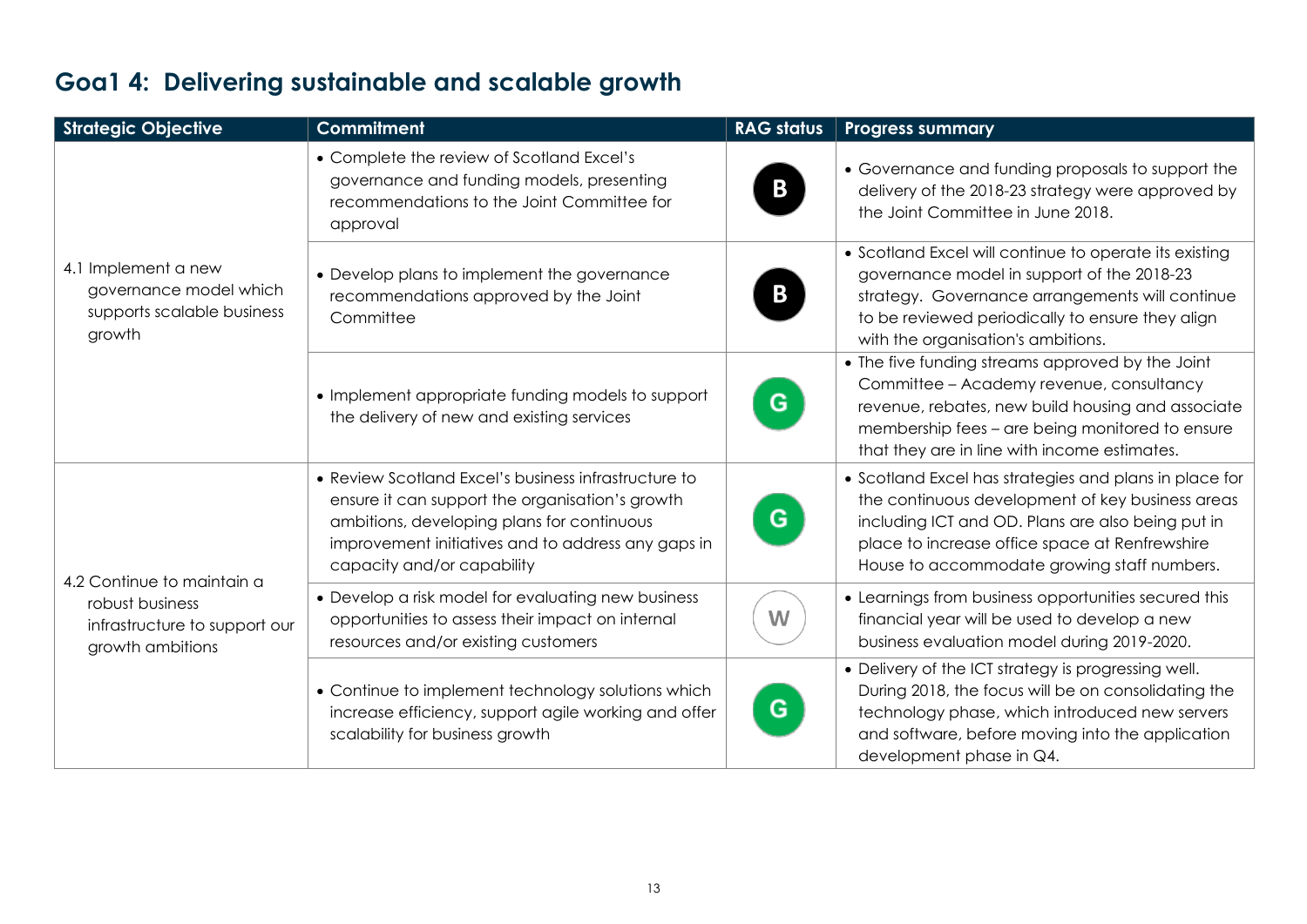## Goa1 4: Delivering sustainable and scalable growth

| Strategic Objective | Commitment | RAG status | Progress summary |
|---|---|---|---|
| 4.1 Implement a new governance model which supports scalable business growth | • Complete the review of Scotland Excel's governance and funding models, presenting recommendations to the Joint Committee for approval | B | • Governance and funding proposals to support the delivery of the 2018-23 strategy were approved by the Joint Committee in June 2018. |
| | • Develop plans to implement the governance recommendations approved by the Joint Committee | B | • Scotland Excel will continue to operate its existing governance model in support of the 2018-23 strategy. Governance arrangements will continue to be reviewed periodically to ensure they align with the organisation's ambitions. |
| | • Implement appropriate funding models to support the delivery of new and existing services | G | • The five funding streams approved by the Joint Committee – Academy revenue, consultancy revenue, rebates, new build housing and associate membership fees – are being monitored to ensure that they are in line with income estimates. |
| 4.2 Continue to maintain a robust business infrastructure to support our growth ambitions | • Review Scotland Excel's business infrastructure to ensure it can support the organisation's growth ambitions, developing plans for continuous improvement initiatives and to address any gaps in capacity and/or capability | G | • Scotland Excel has strategies and plans in place for the continuous development of key business areas including ICT and OD. Plans are also being put in place to increase office space at Renfrewshire House to accommodate growing staff numbers. |
| | • Develop a risk model for evaluating new business opportunities to assess their impact on internal resources and/or existing customers | W | • Learnings from business opportunities secured this financial year will be used to develop a new business evaluation model during 2019-2020. |
| | • Continue to implement technology solutions which increase efficiency, support agile working and offer scalability for business growth | G | • Delivery of the ICT strategy is progressing well. During 2018, the focus will be on consolidating the technology phase, which introduced new servers and software, before moving into the application development phase in Q4. |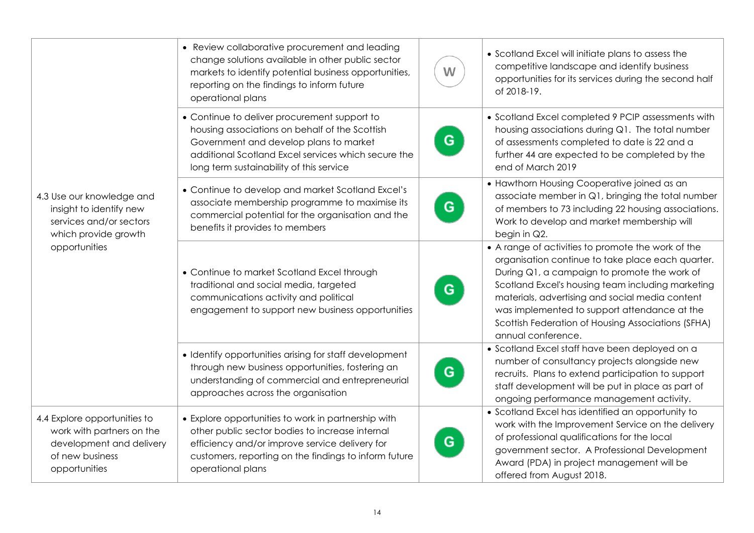| | | | |
|---|---|---|---|
| 4.3 Use our knowledge and insight to identify new services and/or sectors which provide growth opportunities | • Review collaborative procurement and leading change solutions available in other public sector markets to identify potential business opportunities, reporting on the findings to inform future operational plans | W | • Scotland Excel will initiate plans to assess the competitive landscape and identify business opportunities for its services during the second half of 2018-19. |
| | • Continue to deliver procurement support to housing associations on behalf of the Scottish Government and develop plans to market additional Scotland Excel services which secure the long term sustainability of this service | G | • Scotland Excel completed 9 PCIP assessments with housing associations during Q1. The total number of assessments completed to date is 22 and a further 44 are expected to be completed by the end of March 2019 |
| | • Continue to develop and market Scotland Excel's associate membership programme to maximise its commercial potential for the organisation and the benefits it provides to members | G | • Hawthorn Housing Cooperative joined as an associate member in Q1, bringing the total number of members to 73 including 22 housing associations. Work to develop and market membership will begin in Q2. |
| | • Continue to market Scotland Excel through traditional and social media, targeted communications activity and political engagement to support new business opportunities | G | • A range of activities to promote the work of the organisation continue to take place each quarter. During Q1, a campaign to promote the work of Scotland Excel's housing team including marketing materials, advertising and social media content was implemented to support attendance at the Scottish Federation of Housing Associations (SFHA) annual conference. |
| | • Identify opportunities arising for staff development through new business opportunities, fostering an understanding of commercial and entrepreneurial approaches across the organisation | G | • Scotland Excel staff have been deployed on a number of consultancy projects alongside new recruits. Plans to extend participation to support staff development will be put in place as part of ongoing performance management activity. |
| 4.4 Explore opportunities to work with partners on the development and delivery of new business opportunities | • Explore opportunities to work in partnership with other public sector bodies to increase internal efficiency and/or improve service delivery for customers, reporting on the findings to inform future operational plans | G | • Scotland Excel has identified an opportunity to work with the Improvement Service on the delivery of professional qualifications for the local government sector. A Professional Development Award (PDA) in project management will be offered from August 2018. |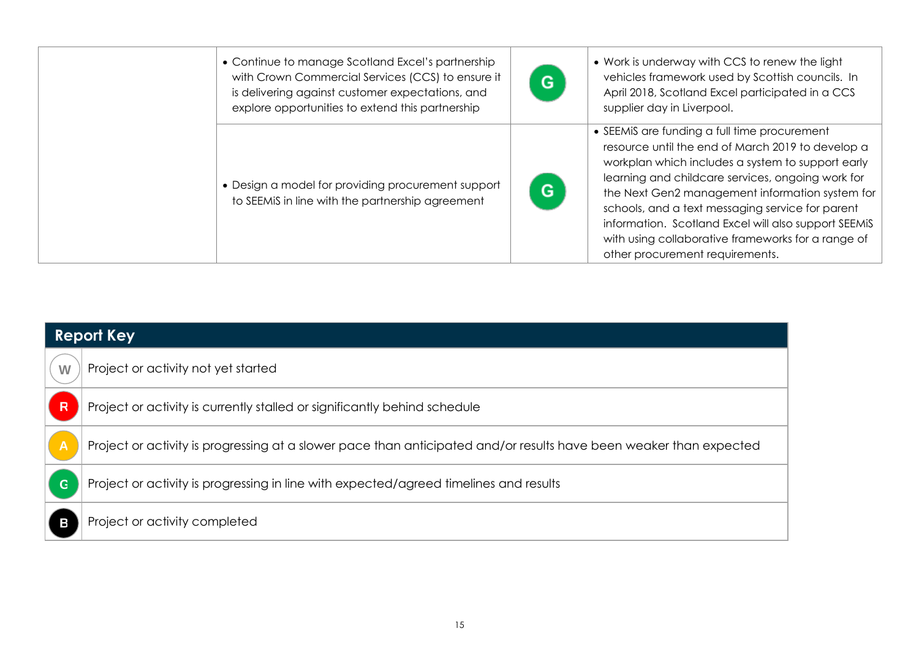|  |  |  |  |
|---|---|---|---|
|  | • Continue to manage Scotland Excel's partnership with Crown Commercial Services (CCS) to ensure it is delivering against customer expectations, and explore opportunities to extend this partnership | G | • Work is underway with CCS to renew the light vehicles framework used by Scottish councils. In April 2018, Scotland Excel participated in a CCS supplier day in Liverpool. |
|  | • Design a model for providing procurement support to SEEMiS in line with the partnership agreement | G | • SEEMiS are funding a full time procurement resource until the end of March 2019 to develop a workplan which includes a system to support early learning and childcare services, ongoing work for the Next Gen2 management information system for schools, and a text messaging service for parent information. Scotland Excel will also support SEEMiS with using collaborative frameworks for a range of other procurement requirements. |

| Report Key | |
|---|---|
| W | Project or activity not yet started |
| R | Project or activity is currently stalled or significantly behind schedule |
| A | Project or activity is progressing at a slower pace than anticipated and/or results have been weaker than expected |
| G | Project or activity is progressing in line with expected/agreed timelines and results |
| B | Project or activity completed |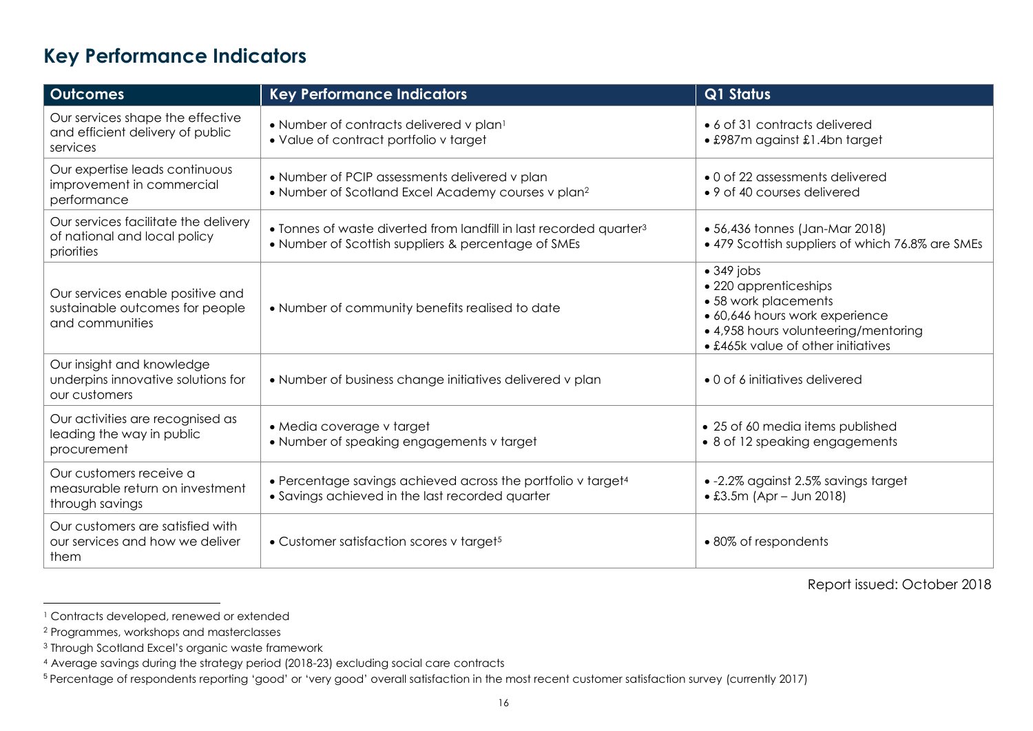## Key Performance Indicators

| Outcomes | Key Performance Indicators | Q1 Status |
| --- | --- | --- |
| Our services shape the effective and efficient delivery of public services | • Number of contracts delivered v plan[1]<br>• Value of contract portfolio v target | • 6 of 31 contracts delivered<br>• £987m against £1.4bn target |
| Our expertise leads continuous improvement in commercial performance | • Number of PCIP assessments delivered v plan<br>• Number of Scotland Excel Academy courses v plan[2] | • 0 of 22 assessments delivered<br>• 9 of 40 courses delivered |
| Our services facilitate the delivery of national and local policy priorities | • Tonnes of waste diverted from landfill in last recorded quarter[3]<br>• Number of Scottish suppliers & percentage of SMEs | • 56,436 tonnes (Jan-Mar 2018)<br>• 479 Scottish suppliers of which 76.8% are SMEs |
| Our services enable positive and sustainable outcomes for people and communities | • Number of community benefits realised to date | • 349 jobs<br>• 220 apprenticeships<br>• 58 work placements<br>• 60,646 hours work experience<br>• 4,958 hours volunteering/mentoring<br>• £465k value of other initiatives |
| Our insight and knowledge underpins innovative solutions for our customers | • Number of business change initiatives delivered v plan | • 0 of 6 initiatives delivered |
| Our activities are recognised as leading the way in public procurement | • Media coverage v target<br>• Number of speaking engagements v target | • 25 of 60 media items published<br>• 8 of 12 speaking engagements |
| Our customers receive a measurable return on investment through savings | • Percentage savings achieved across the portfolio v target[4]<br>• Savings achieved in the last recorded quarter | • -2.2% against 2.5% savings target<br>• £3.5m (Apr – Jun 2018) |
| Our customers are satisfied with our services and how we deliver them | • Customer satisfaction scores v target[5] | • 80% of respondents |

Report issued: October 2018

[1] Contracts developed, renewed or extended

[2] Programmes, workshops and masterclasses

[3] Through Scotland Excel's organic waste framework

[4] Average savings during the strategy period (2018-23) excluding social care contracts

[5] Percentage of respondents reporting 'good' or 'very good' overall satisfaction in the most recent customer satisfaction survey (currently 2017)